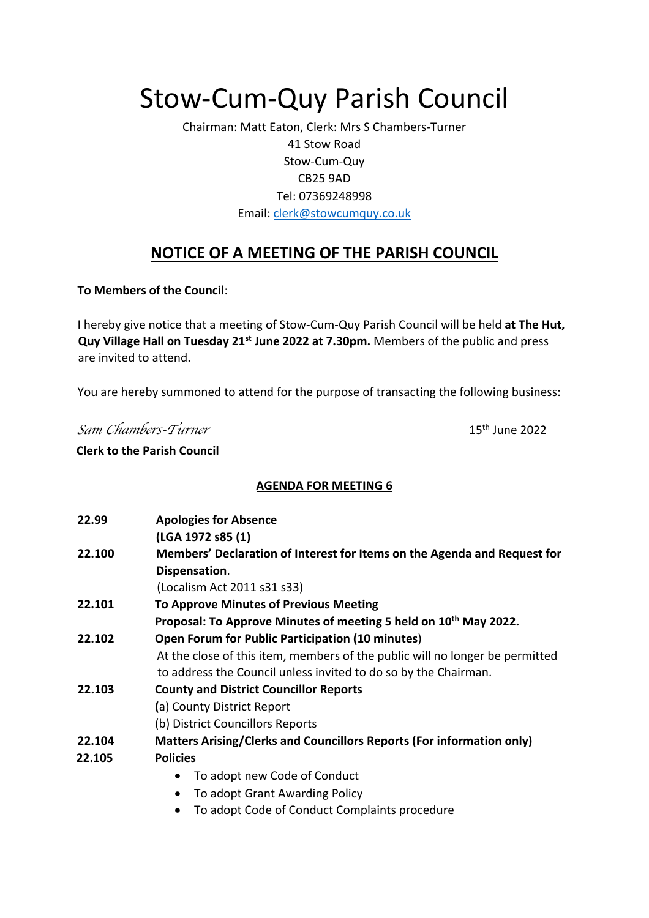# Stow-Cum-Quy Parish Council

Chairman: Matt Eaton, Clerk: Mrs S Chambers-Turner
41 Stow Road
Stow-Cum-Quy
CB25 9AD
Tel: 07369248998
Email: clerk@stowcumquy.co.uk

## NOTICE OF A MEETING OF THE PARISH COUNCIL

**To Members of the Council**:

I hereby give notice that a meeting of Stow-Cum-Quy Parish Council will be held **at The Hut, Quy Village Hall on Tuesday 21st June 2022 at 7.30pm.** Members of the public and press are invited to attend.

You are hereby summoned to attend for the purpose of transacting the following business:

*Sam Chambers-Turner* 15th June 2022

**Clerk to the Parish Council**

### AGENDA FOR MEETING 6

**22.99** **Apologies for Absence**
**(LGA 1972 s85 (1)**

**22.100** **Members' Declaration of Interest for Items on the Agenda and Request for Dispensation**.
(Localism Act 2011 s31 s33)

**22.101** **To Approve Minutes of Previous Meeting**
**Proposal: To Approve Minutes of meeting 5 held on 10th May 2022.**

**22.102** **Open Forum for Public Participation (10 minutes**)
At the close of this item, members of the public will no longer be permitted to address the Council unless invited to do so by the Chairman.

**22.103** **County and District Councillor Reports**
**(**a) County District Report
(b) District Councillors Reports

**22.104** **Matters Arising/Clerks and Councillors Reports (For information only)**

**22.105** **Policies**

- To adopt new Code of Conduct
- To adopt Grant Awarding Policy
- To adopt Code of Conduct Complaints procedure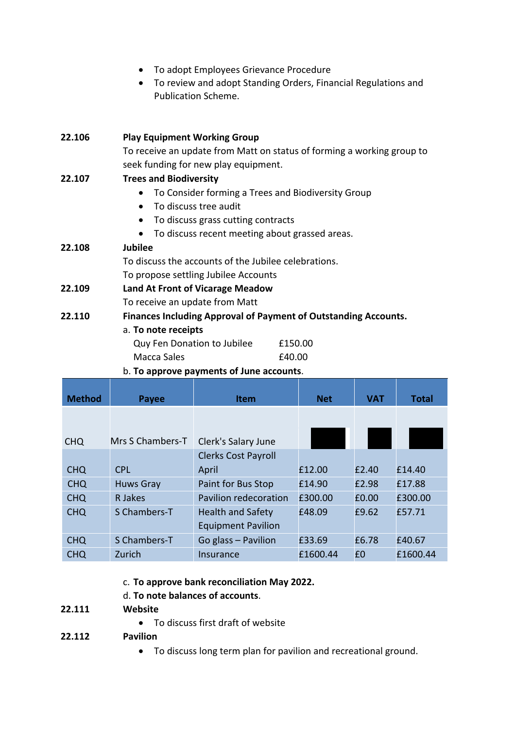- To adopt Employees Grievance Procedure
- To review and adopt Standing Orders, Financial Regulations and Publication Scheme.

**22.106 Play Equipment Working Group**

To receive an update from Matt on status of forming a working group to seek funding for new play equipment.

**22.107 Trees and Biodiversity**

- To Consider forming a Trees and Biodiversity Group
- To discuss tree audit
- To discuss grass cutting contracts
- To discuss recent meeting about grassed areas.

**22.108 Jubilee**

To discuss the accounts of the Jubilee celebrations.
To propose settling Jubilee Accounts

**22.109 Land At Front of Vicarage Meadow**

To receive an update from Matt

**22.110 Finances Including Approval of Payment of Outstanding Accounts.**

a. **To note receipts**

| | |
|---|---|
| Quy Fen Donation to Jubilee | £150.00 |
| Macca Sales | £40.00 |

b. **To approve payments of June accounts**.

| Method | Payee | Item | Net | VAT | Total |
|---|---|---|---|---|---|
| CHQ | Mrs S Chambers-T | Clerk's Salary June | | | |
| CHQ | CPL | Clerks Cost Payroll April | £12.00 | £2.40 | £14.40 |
| CHQ | Huws Gray | Paint for Bus Stop | £14.90 | £2.98 | £17.88 |
| CHQ | R Jakes | Pavilion redecoration | £300.00 | £0.00 | £300.00 |
| CHQ | S Chambers-T | Health and Safety Equipment Pavilion | £48.09 | £9.62 | £57.71 |
| CHQ | S Chambers-T | Go glass – Pavilion | £33.69 | £6.78 | £40.67 |
| CHQ | Zurich | Insurance | £1600.44 | £0 | £1600.44 |

c. **To approve bank reconciliation May 2022.**

d. **To note balances of accounts**.

**22.111 Website**

- To discuss first draft of website

**22.112 Pavilion**

- To discuss long term plan for pavilion and recreational ground.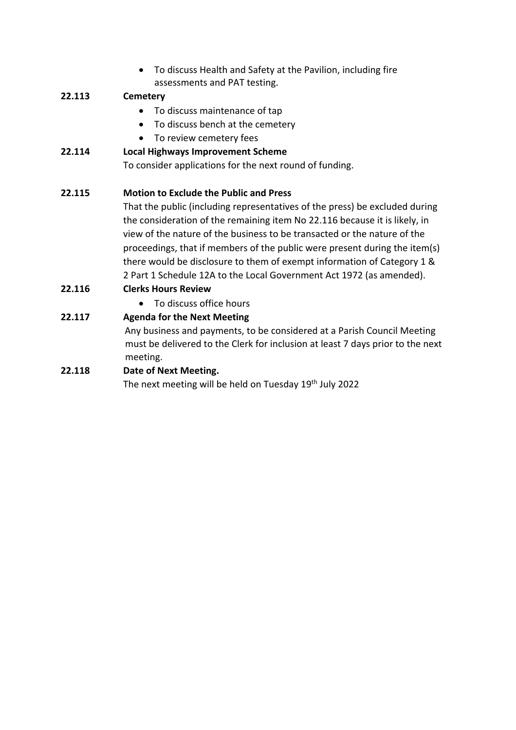- To discuss Health and Safety at the Pavilion, including fire assessments and PAT testing.

**22.113 Cemetery**

- To discuss maintenance of tap
- To discuss bench at the cemetery
- To review cemetery fees

**22.114 Local Highways Improvement Scheme**

To consider applications for the next round of funding.

**22.115 Motion to Exclude the Public and Press**

That the public (including representatives of the press) be excluded during the consideration of the remaining item No 22.116 because it is likely, in view of the nature of the business to be transacted or the nature of the proceedings, that if members of the public were present during the item(s) there would be disclosure to them of exempt information of Category 1 & 2 Part 1 Schedule 12A to the Local Government Act 1972 (as amended).

**22.116 Clerks Hours Review**

- To discuss office hours

**22.117 Agenda for the Next Meeting**

Any business and payments, to be considered at a Parish Council Meeting must be delivered to the Clerk for inclusion at least 7 days prior to the next meeting.

**22.118 Date of Next Meeting.**

The next meeting will be held on Tuesday 19th July 2022